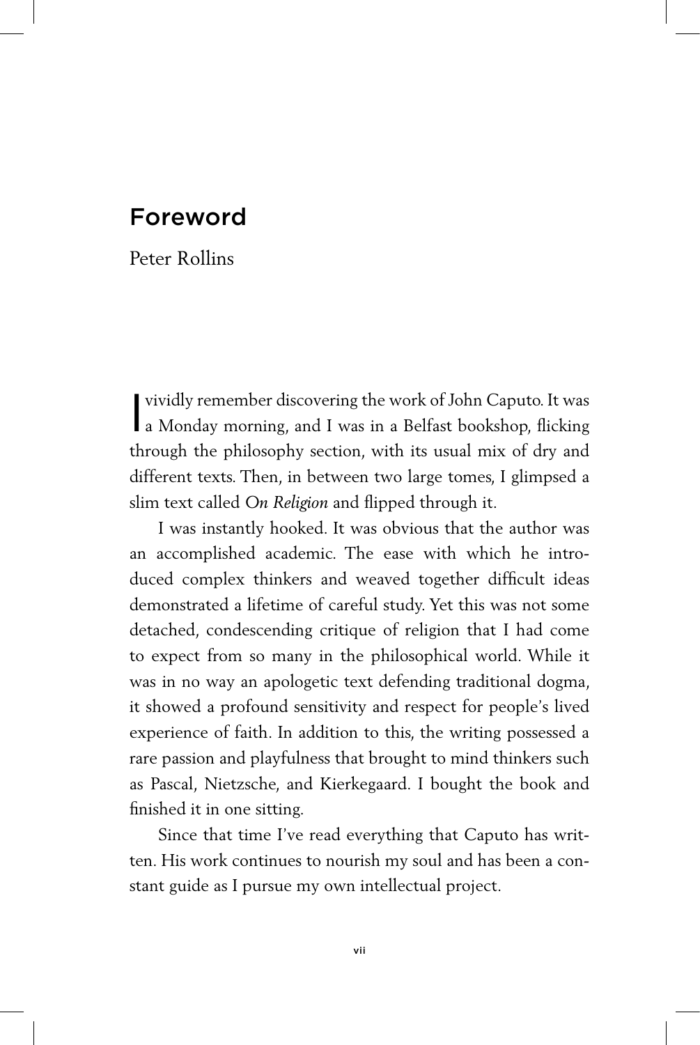# Foreword

Peter Rollins

I vividly remember discovering the work of John Caputo. It was a Monday morning, and I was in a Belfast bookshop, flicking through the philosophy section, with its usual mix of dry and different texts. Then, in between two large tomes, I glimpsed a slim text called *On Religion* and flipped through it.

I was instantly hooked. It was obvious that the author was an accomplished academic. The ease with which he introduced complex thinkers and weaved together difficult ideas demonstrated a lifetime of careful study. Yet this was not some detached, condescending critique of religion that I had come to expect from so many in the philosophical world. While it was in no way an apologetic text defending traditional dogma, it showed a profound sensitivity and respect for people's lived experience of faith. In addition to this, the writing possessed a rare passion and playfulness that brought to mind thinkers such as Pascal, Nietzsche, and Kierkegaard. I bought the book and finished it in one sitting.

Since that time I've read everything that Caputo has written. His work continues to nourish my soul and has been a constant guide as I pursue my own intellectual project.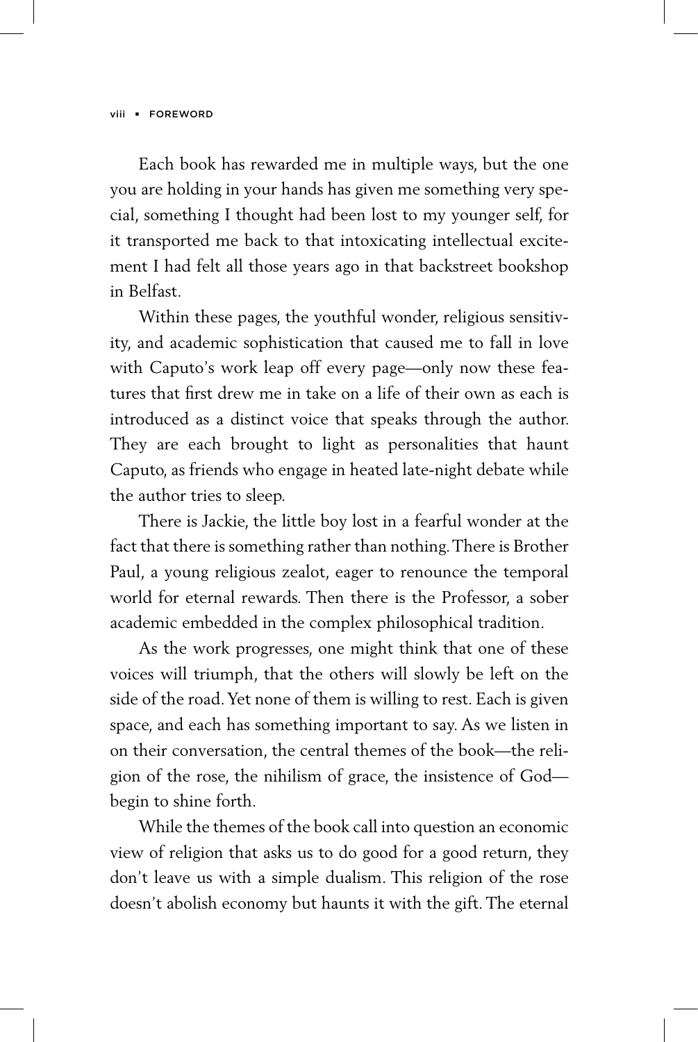Each book has rewarded me in multiple ways, but the one you are holding in your hands has given me something very special, something I thought had been lost to my younger self, for it transported me back to that intoxicating intellectual excitement I had felt all those years ago in that backstreet bookshop in Belfast.

Within these pages, the youthful wonder, religious sensitivity, and academic sophistication that caused me to fall in love with Caputo's work leap off every page—only now these features that first drew me in take on a life of their own as each is introduced as a distinct voice that speaks through the author. They are each brought to light as personalities that haunt Caputo, as friends who engage in heated late-night debate while the author tries to sleep.

There is Jackie, the little boy lost in a fearful wonder at the fact that there is something rather than nothing. There is Brother Paul, a young religious zealot, eager to renounce the temporal world for eternal rewards. Then there is the Professor, a sober academic embedded in the complex philosophical tradition.

As the work progresses, one might think that one of these voices will triumph, that the others will slowly be left on the side of the road. Yet none of them is willing to rest. Each is given space, and each has something important to say. As we listen in on their conversation, the central themes of the book—the religion of the rose, the nihilism of grace, the insistence of God—begin to shine forth.

While the themes of the book call into question an economic view of religion that asks us to do good for a good return, they don't leave us with a simple dualism. This religion of the rose doesn't abolish economy but haunts it with the gift. The eternal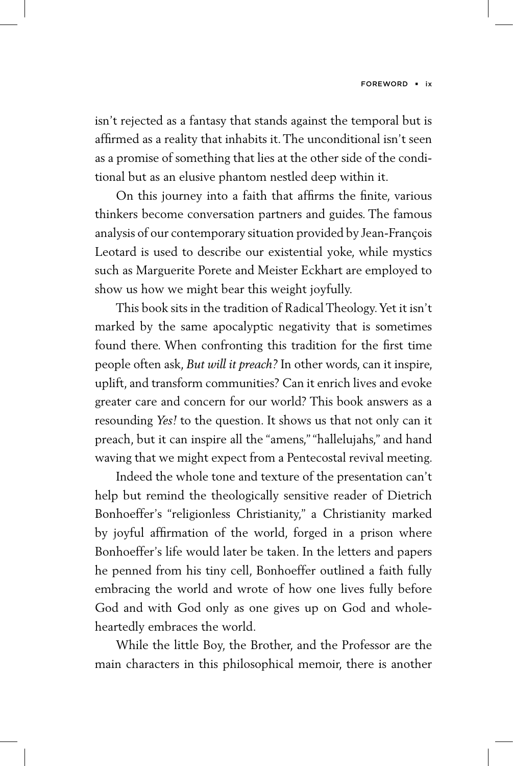isn't rejected as a fantasy that stands against the temporal but is affirmed as a reality that inhabits it. The unconditional isn't seen as a promise of something that lies at the other side of the conditional but as an elusive phantom nestled deep within it.

On this journey into a faith that affirms the finite, various thinkers become conversation partners and guides. The famous analysis of our contemporary situation provided by Jean-François Leotard is used to describe our existential yoke, while mystics such as Marguerite Porete and Meister Eckhart are employed to show us how we might bear this weight joyfully.

This book sits in the tradition of Radical Theology. Yet it isn't marked by the same apocalyptic negativity that is sometimes found there. When confronting this tradition for the first time people often ask, *But will it preach?* In other words, can it inspire, uplift, and transform communities? Can it enrich lives and evoke greater care and concern for our world? This book answers as a resounding *Yes!* to the question. It shows us that not only can it preach, but it can inspire all the "amens," "hallelujahs," and hand waving that we might expect from a Pentecostal revival meeting.

Indeed the whole tone and texture of the presentation can't help but remind the theologically sensitive reader of Dietrich Bonhoeffer's "religionless Christianity," a Christianity marked by joyful affirmation of the world, forged in a prison where Bonhoeffer's life would later be taken. In the letters and papers he penned from his tiny cell, Bonhoeffer outlined a faith fully embracing the world and wrote of how one lives fully before God and with God only as one gives up on God and wholeheartedly embraces the world.

While the little Boy, the Brother, and the Professor are the main characters in this philosophical memoir, there is another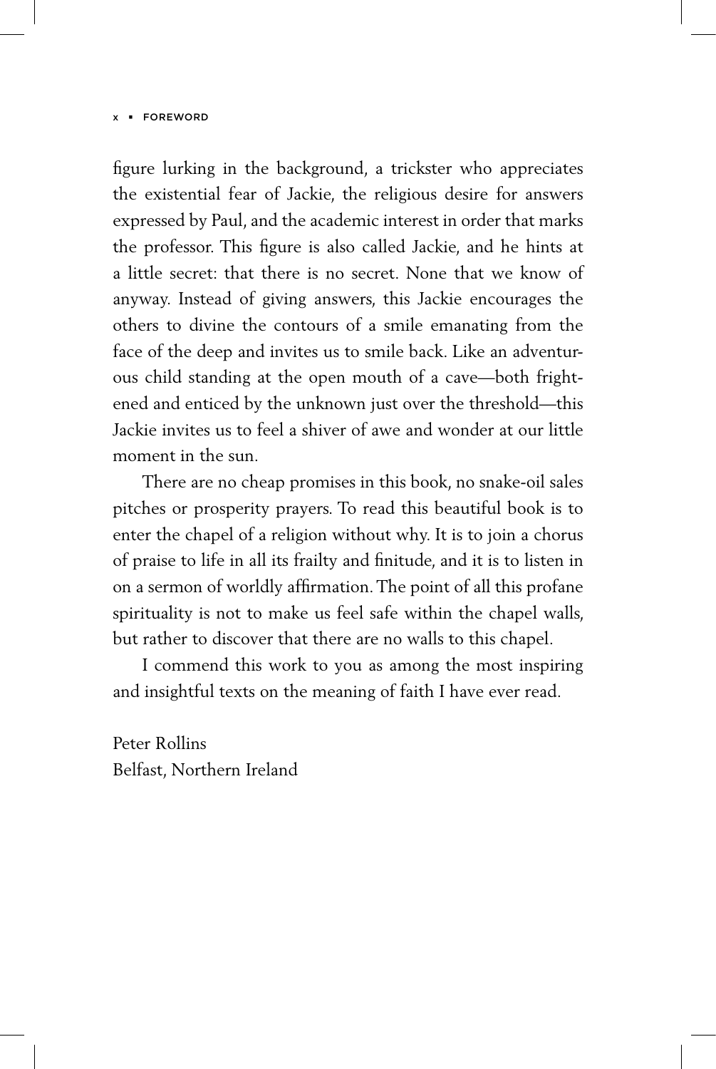figure lurking in the background, a trickster who appreciates the existential fear of Jackie, the religious desire for answers expressed by Paul, and the academic interest in order that marks the professor. This figure is also called Jackie, and he hints at a little secret: that there is no secret. None that we know of anyway. Instead of giving answers, this Jackie encourages the others to divine the contours of a smile emanating from the face of the deep and invites us to smile back. Like an adventurous child standing at the open mouth of a cave—both frightened and enticed by the unknown just over the threshold—this Jackie invites us to feel a shiver of awe and wonder at our little moment in the sun.

There are no cheap promises in this book, no snake-oil sales pitches or prosperity prayers. To read this beautiful book is to enter the chapel of a religion without why. It is to join a chorus of praise to life in all its frailty and finitude, and it is to listen in on a sermon of worldly affirmation. The point of all this profane spirituality is not to make us feel safe within the chapel walls, but rather to discover that there are no walls to this chapel.

I commend this work to you as among the most inspiring and insightful texts on the meaning of faith I have ever read.

Peter Rollins
Belfast, Northern Ireland